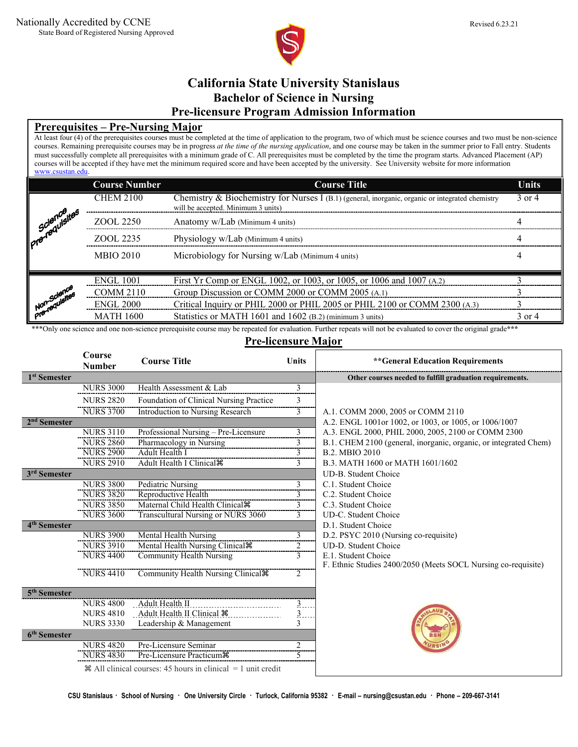Nationally Accredited by CCNE
State Board of Registered Nursing Approved

Revised 6.23.21

# California State University Stanislaus
## Bachelor of Science in Nursing
## Pre-licensure Program Admission Information

## Prerequisites – Pre-Nursing Major

At least four (4) of the prerequisites courses must be completed at the time of application to the program, two of which must be science courses and two must be non-science courses. Remaining prerequisite courses may be in progress *at the time of the nursing application*, and one course may be taken in the summer prior to Fall entry. Students must successfully complete all prerequisites with a minimum grade of C. All prerequisites must be completed by the time the program starts. Advanced Placement (AP) courses will be accepted if they have met the minimum required score and have been accepted by the university. See University website for more information www.csustan.edu.

| | Course Number | Course Title | Units |
|---|---|---|---|
| Science Pre-requisites | CHEM 2100 | Chemistry & Biochemistry for Nurses I (B.1) (general, inorganic, organic or integrated chemistry will be accepted. Minimum 3 units) | 3 or 4 |
| | ZOOL 2250 | Anatomy w/Lab (Minimum 4 units) | 4 |
| | ZOOL 2235 | Physiology w/Lab (Minimum 4 units) | 4 |
| | MBIO 2010 | Microbiology for Nursing w/Lab (Minimum 4 units) | 4 |
| Non-Science Pre-requisites | ENGL 1001 | First Yr Comp or ENGL 1002, or 1003, or 1005, or 1006 and 1007 (A.2) | 3 |
| | COMM 2110 | Group Discussion or COMM 2000 or COMM 2005 (A.1) | 3 |
| | ENGL 2000 | Critical Inquiry or PHIL 2000 or PHIL 2005 or PHIL 2100 or COMM 2300 (A.3) | 3 |
| | MATH 1600 | Statistics or MATH 1601 and 1602 (B.2) (minimum 3 units) | 3 or 4 |

***Only one science and one non-science prerequisite course may be repeated for evaluation. Further repeats will not be evaluated to cover the original grade***

## Pre-licensure Major

| | Course Number | Course Title | Units |
|---|---|---|---|
| **1st Semester** | | | |
| | NURS 3000 | Health Assessment & Lab | 3 |
| | NURS 2820 | Foundation of Clinical Nursing Practice | 3 |
| | NURS 3700 | Introduction to Nursing Research | 3 |
| **2nd Semester** | | | |
| | NURS 3110 | Professional Nursing – Pre-Licensure | 3 |
| | NURS 2860 | Pharmacology in Nursing | 3 |
| | NURS 2900 | Adult Health I | 3 |
| | NURS 2910 | Adult Health I Clinical⌘ | 3 |
| **3rd Semester** | | | |
| | NURS 3800 | Pediatric Nursing | 3 |
| | NURS 3820 | Reproductive Health | 3 |
| | NURS 3850 | Maternal Child Health Clinical⌘ | 3 |
| | NURS 3600 | Transcultural Nursing or NURS 3060 | 3 |
| **4th Semester** | | | |
| | NURS 3900 | Mental Health Nursing | 3 |
| | NURS 3910 | Mental Health Nursing Clinical⌘ | 2 |
| | NURS 4400 | Community Health Nursing | 3 |
| | NURS 4410 | Community Health Nursing Clinical⌘ | 2 |
| **5th Semester** | | | |
| | NURS 4800 | Adult Health II | 3 |
| | NURS 4810 | Adult Health II Clinical ⌘ | 3 |
| | NURS 3330 | Leadership & Management | 3 |
| **6th Semester** | | | |
| | NURS 4820 | Pre-Licensure Seminar | 2 |
| | NURS 4830 | Pre-Licensure Practicum⌘ | 5 |

⌘ All clinical courses: 45 hours in clinical = 1 unit credit

### **General Education Requirements

**Other courses needed to fulfill graduation requirements.**

- A.1. COMM 2000, 2005 or COMM 2110
- A.2. ENGL 1001or 1002, or 1003, or 1005, or 1006/1007
- A.3. ENGL 2000, PHIL 2000, 2005, 2100 or COMM 2300
- B.1. CHEM 2100 (general, inorganic, organic, or integrated Chem)
- B.2. MBIO 2010
- B.3. MATH 1600 or MATH 1601/1602
- UD-B. Student Choice
- C.1. Student Choice
- C.2. Student Choice
- C.3. Student Choice
- UD-C. Student Choice
- D.1. Student Choice
- D.2. PSYC 2010 (Nursing co-requisite)
- UD-D. Student Choice
- E.1. Student Choice
- F. Ethnic Studies 2400/2050 (Meets SOCL Nursing co-requisite)

CSU Stanislaus · School of Nursing · One University Circle · Turlock, California 95382 · E-mail – nursing@csustan.edu · Phone – 209-667-3141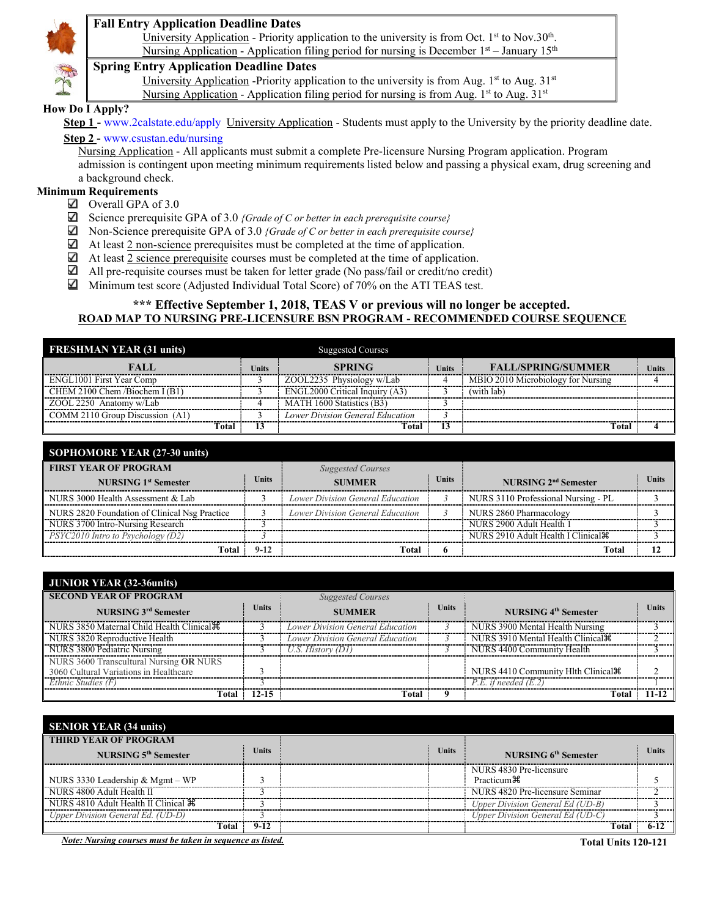## Fall Entry Application Deadline Dates

University Application - Priority application to the university is from Oct. 1st to Nov.30th.

Nursing Application - Application filing period for nursing is December 1st – January 15th

## Spring Entry Application Deadline Dates

University Application -Priority application to the university is from Aug. 1st to Aug. 31st

Nursing Application - Application filing period for nursing is from Aug. 1st to Aug. 31st

### How Do I Apply?

**Step 1 -** www.2calstate.edu/apply University Application - Students must apply to the University by the priority deadline date.

**Step 2 -** www.csustan.edu/nursing

Nursing Application - All applicants must submit a complete Pre-licensure Nursing Program application. Program admission is contingent upon meeting minimum requirements listed below and passing a physical exam, drug screening and a background check.

### Minimum Requirements

- ☑ Overall GPA of 3.0
- ☑ Science prerequisite GPA of 3.0 *{Grade of C or better in each prerequisite course}*
- ☑ Non-Science prerequisite GPA of 3.0 *{Grade of C or better in each prerequisite course}*
- ☑ At least 2 non-science prerequisites must be completed at the time of application.
- ☑ At least 2 science prerequisite courses must be completed at the time of application.
- ☑ All pre-requisite courses must be taken for letter grade (No pass/fail or credit/no credit)
- ☑ Minimum test score (Adjusted Individual Total Score) of 70% on the ATI TEAS test.

**\*\*\* Effective September 1, 2018, TEAS V or previous will no longer be accepted.**

**ROAD MAP TO NURSING PRE-LICENSURE BSN PROGRAM - RECOMMENDED COURSE SEQUENCE**

| FRESHMAN YEAR (31 units) | | Suggested Courses | | | |
|---|---|---|---|---|---|
| **FALL** | **Units** | **SPRING** | **Units** | **FALL/SPRING/SUMMER** | **Units** |
| ENGL1001 First Year Comp | 3 | ZOOL2235 Physiology w/Lab | 4 | MBIO 2010 Microbiology for Nursing | 4 |
| CHEM 2100 Chem /Biochem I (B1) | 3 | ENGL2000 Critical Inquiry (A3) | 3 | (with lab) | |
| ZOOL 2250 Anatomy w/Lab | 4 | MATH 1600 Statistics (B3) | 3 | | |
| COMM 2110 Group Discussion (A1) | 3 | *Lower Division General Education* | *3* | | |
| **Total** | **13** | **Total** | **13** | **Total** | **4** |

| SOPHOMORE YEAR (27-30 units) | | | | | |
|---|---|---|---|---|---|
| **FIRST YEAR OF PROGRAM** | | *Suggested Courses* | | | |
| **NURSING 1st Semester** | **Units** | **SUMMER** | **Units** | **NURSING 2nd Semester** | **Units** |
| NURS 3000 Health Assessment & Lab | 3 | *Lower Division General Education* | *3* | NURS 3110 Professional Nursing - PL | 3 |
| NURS 2820 Foundation of Clinical Nsg Practice | 3 | *Lower Division General Education* | *3* | NURS 2860 Pharmacology | 3 |
| NURS 3700 Intro-Nursing Research | 3 | | | NURS 2900 Adult Health 1 | 3 |
| *PSYC2010 Intro to Psychology (D2)* | *3* | | | NURS 2910 Adult Health I Clinical⌘ | 3 |
| **Total** | **9-12** | **Total** | **6** | **Total** | **12** |

| JUNIOR YEAR (32-36units) | | | | | |
|---|---|---|---|---|---|
| **SECOND YEAR OF PROGRAM** | | *Suggested Courses* | | | |
| **NURSING 3rd Semester** | **Units** | **SUMMER** | **Units** | **NURSING 4th Semester** | **Units** |
| NURS 3850 Maternal Child Health Clinical⌘ | 3 | *Lower Division General Education* | *3* | NURS 3900 Mental Health Nursing | 3 |
| NURS 3820 Reproductive Health | 3 | *Lower Division General Education* | *3* | NURS 3910 Mental Health Clinical⌘ | 2 |
| NURS 3800 Pediatric Nursing | 3 | *U.S. History (D1)* | *3* | NURS 4400 Community Health | 3 |
| NURS 3600 Transcultural Nursing **OR** NURS 3060 Cultural Variations in Healthcare | 3 | | | NURS 4410 Community Hlth Clinical⌘ | 2 |
| *Ethnic Studies (F)* | *3* | | | *P.E. if needed (E.2)* | 1 |
| **Total** | **12-15** | **Total** | **9** | **Total** | **11-12** |

| SENIOR YEAR (34 units) | | | | | |
|---|---|---|---|---|---|
| **THIRD YEAR OF PROGRAM** | | | | | |
| **NURSING 5th Semester** | **Units** | | **Units** | **NURSING 6th Semester** | **Units** |
| NURS 3330 Leadership & Mgmt – WP | 3 | | | NURS 4830 Pre-licensure Practicum⌘ | 5 |
| NURS 4800 Adult Health II | 3 | | | NURS 4820 Pre-licensure Seminar | 2 |
| NURS 4810 Adult Health II Clinical ⌘ | 3 | | | *Upper Division General Ed (UD-B)* | 3 |
| *Upper Division General Ed. (UD-D)* | 3 | | | *Upper Division General Ed (UD-C)* | 3 |
| **Total** | **9-12** | | | **Total** | **6-12** |

***Note: Nursing courses must be taken in sequence as listed.***

**Total Units 120-121**